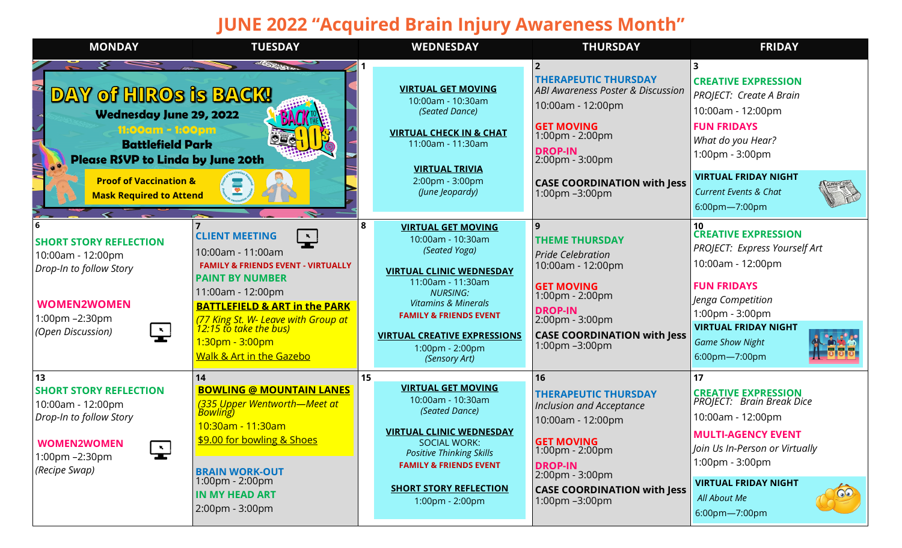# JUNE 2022 "Acquired Brain Injury Awareness Month"

| MONDAY | TUESDAY | WEDNESDAY | THURSDAY | FRIDAY |
|---|---|---|---|---|
| **DAY of HIROs is BACK!** Wednesday June 29, 2022 11:00am - 1:00pm Battlefield Park Please RSVP to Linda by June 20th Proof of Vaccination & Mask Required to Attend BACK TO THE 90's | | **1** **VIRTUAL GET MOVING** 10:00am - 10:30am *(Seated Dance)* **VIRTUAL CHECK IN & CHAT** 11:00am - 11:30am **VIRTUAL TRIVIA** 2:00pm - 3:00pm *(June Jeopardy)* | **2** **THERAPEUTIC THURSDAY** *ABI Awareness Poster & Discussion* 10:00am - 12:00pm **GET MOVING** 1:00pm - 2:00pm **DROP-IN** 2:00pm - 3:00pm **CASE COORDINATION with Jess** 1:00pm –3:00pm | **3** **CREATIVE EXPRESSION** *PROJECT: Create A Brain* 10:00am - 12:00pm **FUN FRIDAYS** *What do you Hear?* 1:00pm - 3:00pm **VIRTUAL FRIDAY NIGHT** *Current Events & Chat* 6:00pm—7:00pm |
| **6** **SHORT STORY REFLECTION** 10:00am - 12:00pm *Drop-In to follow Story* **WOMEN2WOMEN** 1:00pm –2:30pm *(Open Discussion)* | **7** **CLIENT MEETING** 10:00am - 11:00am **FAMILY & FRIENDS EVENT - VIRTUALLY** **PAINT BY NUMBER** 11:00am - 12:00pm **BATTLEFIELD & ART in the PARK** *(77 King St. W- Leave with Group at 12:15 to take the bus)* 1:30pm - 3:00pm Walk & Art in the Gazebo | **8** **VIRTUAL GET MOVING** 10:00am - 10:30am *(Seated Yoga)* **VIRTUAL CLINIC WEDNESDAY** 11:00am - 11:30am *NURSING: Vitamins & Minerals* **FAMILY & FRIENDS EVENT** **VIRTUAL CREATIVE EXPRESSIONS** 1:00pm - 2:00pm *(Sensory Art)* | **9** **THEME THURSDAY** *Pride Celebration* 10:00am - 12:00pm **GET MOVING** 1:00pm - 2:00pm **DROP-IN** 2:00pm - 3:00pm **CASE COORDINATION with Jess** 1:00pm –3:00pm | **10** **CREATIVE EXPRESSION** *PROJECT: Express Yourself Art* 10:00am - 12:00pm **FUN FRIDAYS** *Jenga Competition* 1:00pm - 3:00pm **VIRTUAL FRIDAY NIGHT** *Game Show Night* 6:00pm—7:00pm |
| **13** **SHORT STORY REFLECTION** 10:00am - 12:00pm *Drop-In to follow Story* **WOMEN2WOMEN** 1:00pm –2:30pm *(Recipe Swap)* | **14** **BOWLING @ MOUNTAIN LANES** *(335 Upper Wentworth—Meet at Bowling)* 10:30am - 11:30am $9.00 for bowling & Shoes **BRAIN WORK-OUT** 1:00pm - 2:00pm **IN MY HEAD ART** 2:00pm - 3:00pm | **15** **VIRTUAL GET MOVING** 10:00am - 10:30am *(Seated Dance)* **VIRTUAL CLINIC WEDNESDAY** SOCIAL WORK: *Positive Thinking Skills* **FAMILY & FRIENDS EVENT** **SHORT STORY REFLECTION** 1:00pm - 2:00pm | **16** **THERAPEUTIC THURSDAY** *Inclusion and Acceptance* 10:00am - 12:00pm **GET MOVING** 1:00pm - 2:00pm **DROP-IN** 2:00pm - 3:00pm **CASE COORDINATION with Jess** 1:00pm –3:00pm | **17** **CREATIVE EXPRESSION** *PROJECT: Brain Break Dice* 10:00am - 12:00pm **MULTI-AGENCY EVENT** *Join Us In-Person or Virtually* 1:00pm - 3:00pm **VIRTUAL FRIDAY NIGHT** *All About Me* 6:00pm—7:00pm |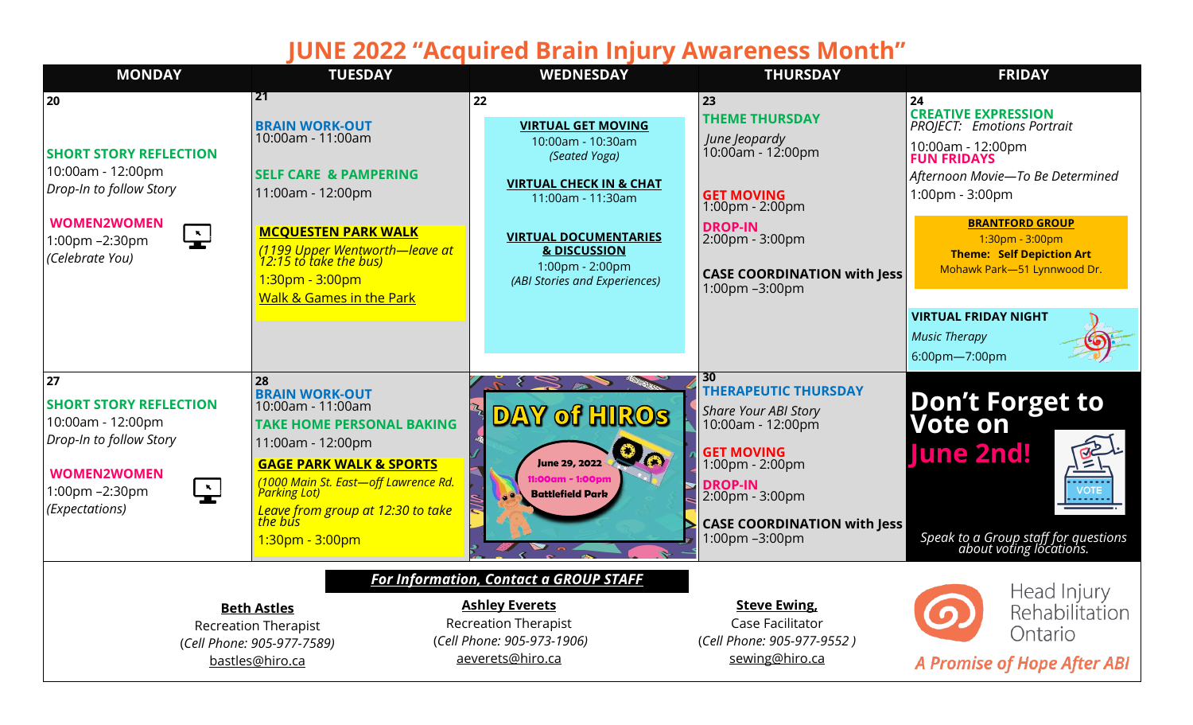# JUNE 2022 "Acquired Brain Injury Awareness Month"

| MONDAY | TUESDAY | WEDNESDAY | THURSDAY | FRIDAY |
|---|---|---|---|---|
| **20**<br><br>**SHORT STORY REFLECTION**<br>10:00am - 12:00pm<br>*Drop-In to follow Story*<br><br>**WOMEN2WOMEN**<br>1:00pm –2:30pm<br>*(Celebrate You)* | **21**<br><br>**BRAIN WORK-OUT**<br>10:00am - 11:00am<br><br>**SELF CARE & PAMPERING**<br>11:00am - 12:00pm<br><br>**MCQUESTEN PARK WALK**<br>*(1199 Upper Wentworth—leave at 12:15 to take the bus)*<br>1:30pm - 3:00pm<br>Walk & Games in the Park | **22**<br><br>**VIRTUAL GET MOVING**<br>10:00am - 10:30am<br>*(Seated Yoga)*<br><br>**VIRTUAL CHECK IN & CHAT**<br>11:00am - 11:30am<br><br>**VIRTUAL DOCUMENTARIES & DISCUSSION**<br>1:00pm - 2:00pm<br>*(ABI Stories and Experiences)* | **23**<br><br>**THEME THURSDAY**<br>*June Jeopardy*<br>10:00am - 12:00pm<br><br>**GET MOVING**<br>1:00pm - 2:00pm<br>**DROP-IN**<br>2:00pm - 3:00pm<br><br>**CASE COORDINATION with Jess**<br>1:00pm –3:00pm | **24**<br>**CREATIVE EXPRESSION**<br>*PROJECT: Emotions Portrait*<br>10:00am - 12:00pm<br>**FUN FRIDAYS**<br>*Afternoon Movie—To Be Determined*<br>1:00pm - 3:00pm<br><br>**BRANTFORD GROUP**<br>1:30pm - 3:00pm<br>**Theme: Self Depiction Art**<br>Mohawk Park—51 Lynnwood Dr.<br><br>**VIRTUAL FRIDAY NIGHT**<br>*Music Therapy*<br>6:00pm—7:00pm |
| **27**<br><br>**SHORT STORY REFLECTION**<br>10:00am - 12:00pm<br>*Drop-In to follow Story*<br><br>**WOMEN2WOMEN**<br>1:00pm –2:30pm<br>*(Expectations)* | **28**<br>**BRAIN WORK-OUT**<br>10:00am - 11:00am<br>**TAKE HOME PERSONAL BAKING**<br>11:00am - 12:00pm<br><br>**GAGE PARK WALK & SPORTS**<br>*(1000 Main St. East—off Lawrence Rd. Parking Lot)*<br>*Leave from group at 12:30 to take the bus*<br>1:30pm - 3:00pm | **DAY of HIROs**<br>June 29, 2022<br>11:00am - 1:00pm<br>Battlefield Park | **30**<br>**THERAPEUTIC THURSDAY**<br>*Share Your ABI Story*<br>10:00am - 12:00pm<br><br>**GET MOVING**<br>1:00pm - 2:00pm<br>**DROP-IN**<br>2:00pm - 3:00pm<br><br>**CASE COORDINATION with Jess**<br>1:00pm –3:00pm | **Don't Forget to Vote on June 2nd!**<br><br>VOTE<br><br>*Speak to a Group staff for questions about voting locations.* |

***For Information, Contact a GROUP STAFF***

**Beth Astles**
Recreation Therapist
(*Cell Phone: 905-977-7589)*
bastles@hiro.ca

**Ashley Everets**
Recreation Therapist
(*Cell Phone: 905-973-1906)*
aeverets@hiro.ca

**Steve Ewing,**
Case Facilitator
(*Cell Phone: 905-977-9552 )*
sewing@hiro.ca

Head Injury Rehabilitation Ontario

*A Promise of Hope After ABI*